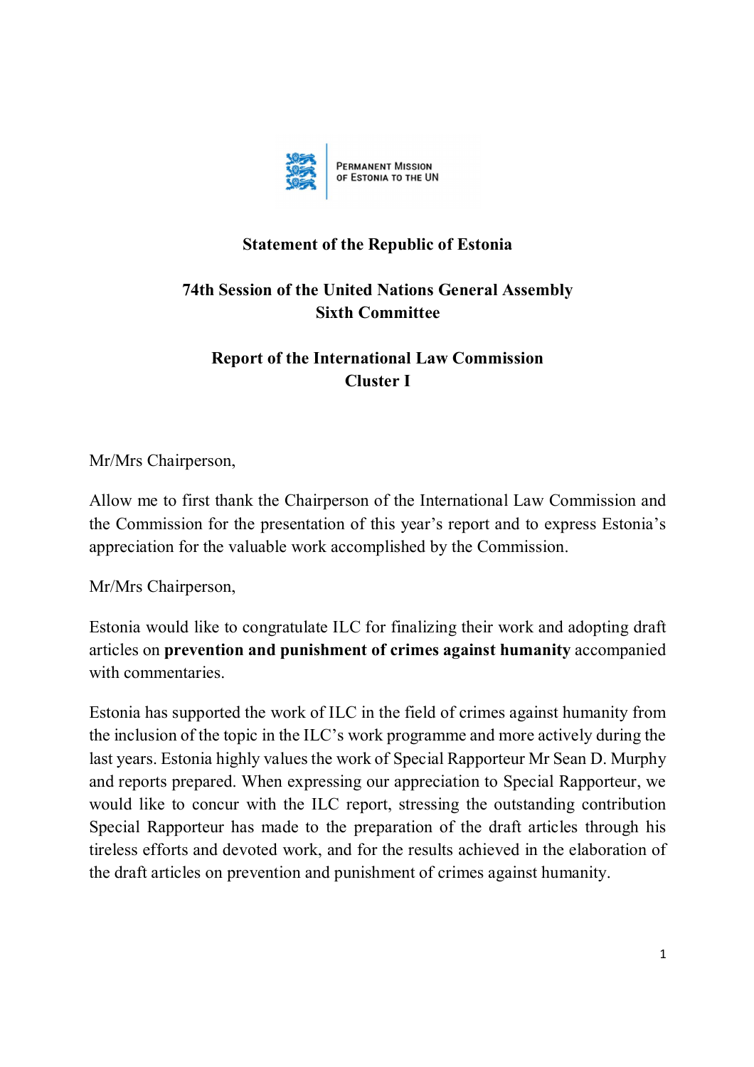PERMANENT MISSION OF ESTONIA TO THE UN

**Statement of the Republic of Estonia**

**74th Session of the United Nations General Assembly**
**Sixth Committee**

**Report of the International Law Commission**
**Cluster I**

Mr/Mrs Chairperson,

Allow me to first thank the Chairperson of the International Law Commission and the Commission for the presentation of this year's report and to express Estonia's appreciation for the valuable work accomplished by the Commission.

Mr/Mrs Chairperson,

Estonia would like to congratulate ILC for finalizing their work and adopting draft articles on **prevention and punishment of crimes against humanity** accompanied with commentaries.

Estonia has supported the work of ILC in the field of crimes against humanity from the inclusion of the topic in the ILC's work programme and more actively during the last years. Estonia highly values the work of Special Rapporteur Mr Sean D. Murphy and reports prepared. When expressing our appreciation to Special Rapporteur, we would like to concur with the ILC report, stressing the outstanding contribution Special Rapporteur has made to the preparation of the draft articles through his tireless efforts and devoted work, and for the results achieved in the elaboration of the draft articles on prevention and punishment of crimes against humanity.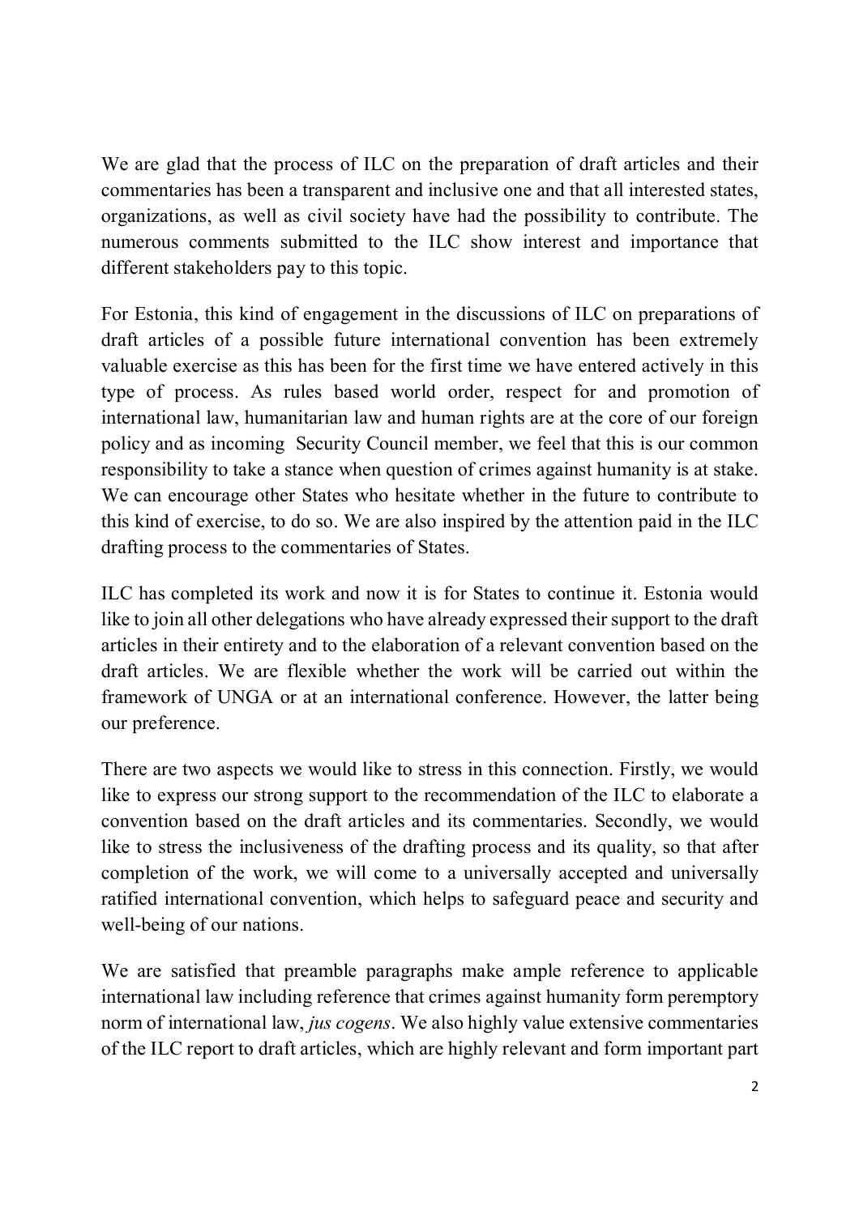We are glad that the process of ILC on the preparation of draft articles and their commentaries has been a transparent and inclusive one and that all interested states, organizations, as well as civil society have had the possibility to contribute. The numerous comments submitted to the ILC show interest and importance that different stakeholders pay to this topic.

For Estonia, this kind of engagement in the discussions of ILC on preparations of draft articles of a possible future international convention has been extremely valuable exercise as this has been for the first time we have entered actively in this type of process. As rules based world order, respect for and promotion of international law, humanitarian law and human rights are at the core of our foreign policy and as incoming Security Council member, we feel that this is our common responsibility to take a stance when question of crimes against humanity is at stake. We can encourage other States who hesitate whether in the future to contribute to this kind of exercise, to do so. We are also inspired by the attention paid in the ILC drafting process to the commentaries of States.

ILC has completed its work and now it is for States to continue it. Estonia would like to join all other delegations who have already expressed their support to the draft articles in their entirety and to the elaboration of a relevant convention based on the draft articles. We are flexible whether the work will be carried out within the framework of UNGA or at an international conference. However, the latter being our preference.

There are two aspects we would like to stress in this connection. Firstly, we would like to express our strong support to the recommendation of the ILC to elaborate a convention based on the draft articles and its commentaries. Secondly, we would like to stress the inclusiveness of the drafting process and its quality, so that after completion of the work, we will come to a universally accepted and universally ratified international convention, which helps to safeguard peace and security and well-being of our nations.

We are satisfied that preamble paragraphs make ample reference to applicable international law including reference that crimes against humanity form peremptory norm of international law, *jus cogens*. We also highly value extensive commentaries of the ILC report to draft articles, which are highly relevant and form important part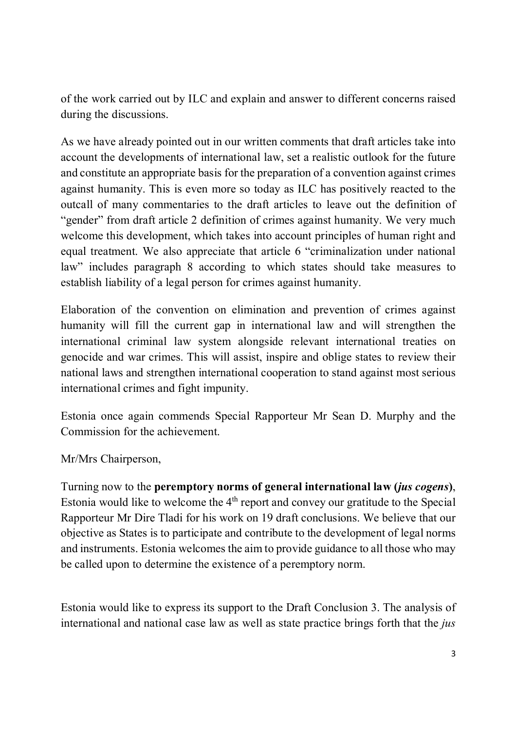of the work carried out by ILC and explain and answer to different concerns raised during the discussions.

As we have already pointed out in our written comments that draft articles take into account the developments of international law, set a realistic outlook for the future and constitute an appropriate basis for the preparation of a convention against crimes against humanity. This is even more so today as ILC has positively reacted to the outcall of many commentaries to the draft articles to leave out the definition of "gender" from draft article 2 definition of crimes against humanity. We very much welcome this development, which takes into account principles of human right and equal treatment. We also appreciate that article 6 "criminalization under national law" includes paragraph 8 according to which states should take measures to establish liability of a legal person for crimes against humanity.

Elaboration of the convention on elimination and prevention of crimes against humanity will fill the current gap in international law and will strengthen the international criminal law system alongside relevant international treaties on genocide and war crimes. This will assist, inspire and oblige states to review their national laws and strengthen international cooperation to stand against most serious international crimes and fight impunity.

Estonia once again commends Special Rapporteur Mr Sean D. Murphy and the Commission for the achievement.

Mr/Mrs Chairperson,

Turning now to the **peremptory norms of general international law (*jus cogens*)**, Estonia would like to welcome the 4th report and convey our gratitude to the Special Rapporteur Mr Dire Tladi for his work on 19 draft conclusions. We believe that our objective as States is to participate and contribute to the development of legal norms and instruments. Estonia welcomes the aim to provide guidance to all those who may be called upon to determine the existence of a peremptory norm.

Estonia would like to express its support to the Draft Conclusion 3. The analysis of international and national case law as well as state practice brings forth that the *jus*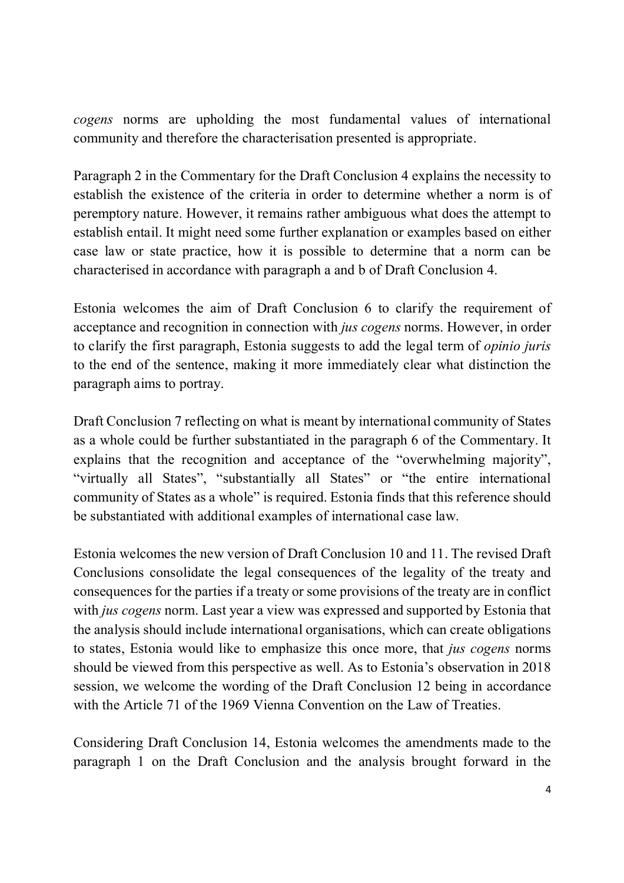*cogens* norms are upholding the most fundamental values of international community and therefore the characterisation presented is appropriate.

Paragraph 2 in the Commentary for the Draft Conclusion 4 explains the necessity to establish the existence of the criteria in order to determine whether a norm is of peremptory nature. However, it remains rather ambiguous what does the attempt to establish entail. It might need some further explanation or examples based on either case law or state practice, how it is possible to determine that a norm can be characterised in accordance with paragraph a and b of Draft Conclusion 4.

Estonia welcomes the aim of Draft Conclusion 6 to clarify the requirement of acceptance and recognition in connection with *jus cogens* norms. However, in order to clarify the first paragraph, Estonia suggests to add the legal term of *opinio juris* to the end of the sentence, making it more immediately clear what distinction the paragraph aims to portray.

Draft Conclusion 7 reflecting on what is meant by international community of States as a whole could be further substantiated in the paragraph 6 of the Commentary. It explains that the recognition and acceptance of the "overwhelming majority", "virtually all States", "substantially all States" or "the entire international community of States as a whole" is required. Estonia finds that this reference should be substantiated with additional examples of international case law.

Estonia welcomes the new version of Draft Conclusion 10 and 11. The revised Draft Conclusions consolidate the legal consequences of the legality of the treaty and consequences for the parties if a treaty or some provisions of the treaty are in conflict with *jus cogens* norm. Last year a view was expressed and supported by Estonia that the analysis should include international organisations, which can create obligations to states, Estonia would like to emphasize this once more, that *jus cogens* norms should be viewed from this perspective as well. As to Estonia's observation in 2018 session, we welcome the wording of the Draft Conclusion 12 being in accordance with the Article 71 of the 1969 Vienna Convention on the Law of Treaties.

Considering Draft Conclusion 14, Estonia welcomes the amendments made to the paragraph 1 on the Draft Conclusion and the analysis brought forward in the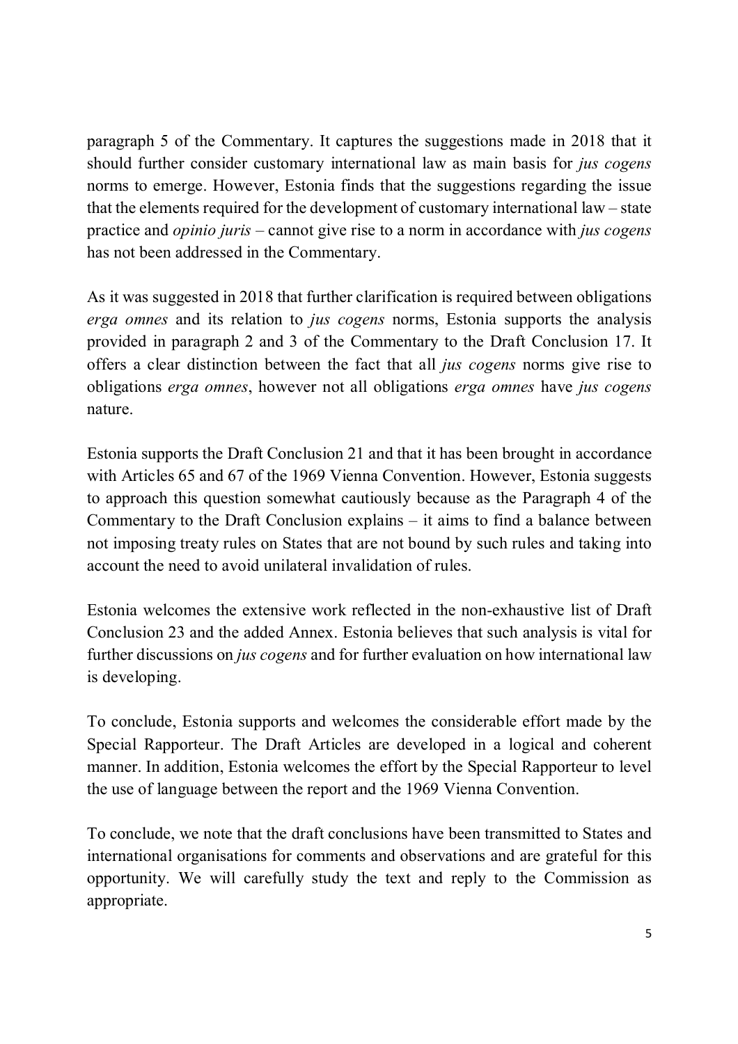paragraph 5 of the Commentary. It captures the suggestions made in 2018 that it should further consider customary international law as main basis for *jus cogens* norms to emerge. However, Estonia finds that the suggestions regarding the issue that the elements required for the development of customary international law – state practice and *opinio juris* – cannot give rise to a norm in accordance with *jus cogens* has not been addressed in the Commentary.

As it was suggested in 2018 that further clarification is required between obligations *erga omnes* and its relation to *jus cogens* norms, Estonia supports the analysis provided in paragraph 2 and 3 of the Commentary to the Draft Conclusion 17. It offers a clear distinction between the fact that all *jus cogens* norms give rise to obligations *erga omnes*, however not all obligations *erga omnes* have *jus cogens* nature.

Estonia supports the Draft Conclusion 21 and that it has been brought in accordance with Articles 65 and 67 of the 1969 Vienna Convention. However, Estonia suggests to approach this question somewhat cautiously because as the Paragraph 4 of the Commentary to the Draft Conclusion explains – it aims to find a balance between not imposing treaty rules on States that are not bound by such rules and taking into account the need to avoid unilateral invalidation of rules.

Estonia welcomes the extensive work reflected in the non-exhaustive list of Draft Conclusion 23 and the added Annex. Estonia believes that such analysis is vital for further discussions on *jus cogens* and for further evaluation on how international law is developing.

To conclude, Estonia supports and welcomes the considerable effort made by the Special Rapporteur. The Draft Articles are developed in a logical and coherent manner. In addition, Estonia welcomes the effort by the Special Rapporteur to level the use of language between the report and the 1969 Vienna Convention.

To conclude, we note that the draft conclusions have been transmitted to States and international organisations for comments and observations and are grateful for this opportunity. We will carefully study the text and reply to the Commission as appropriate.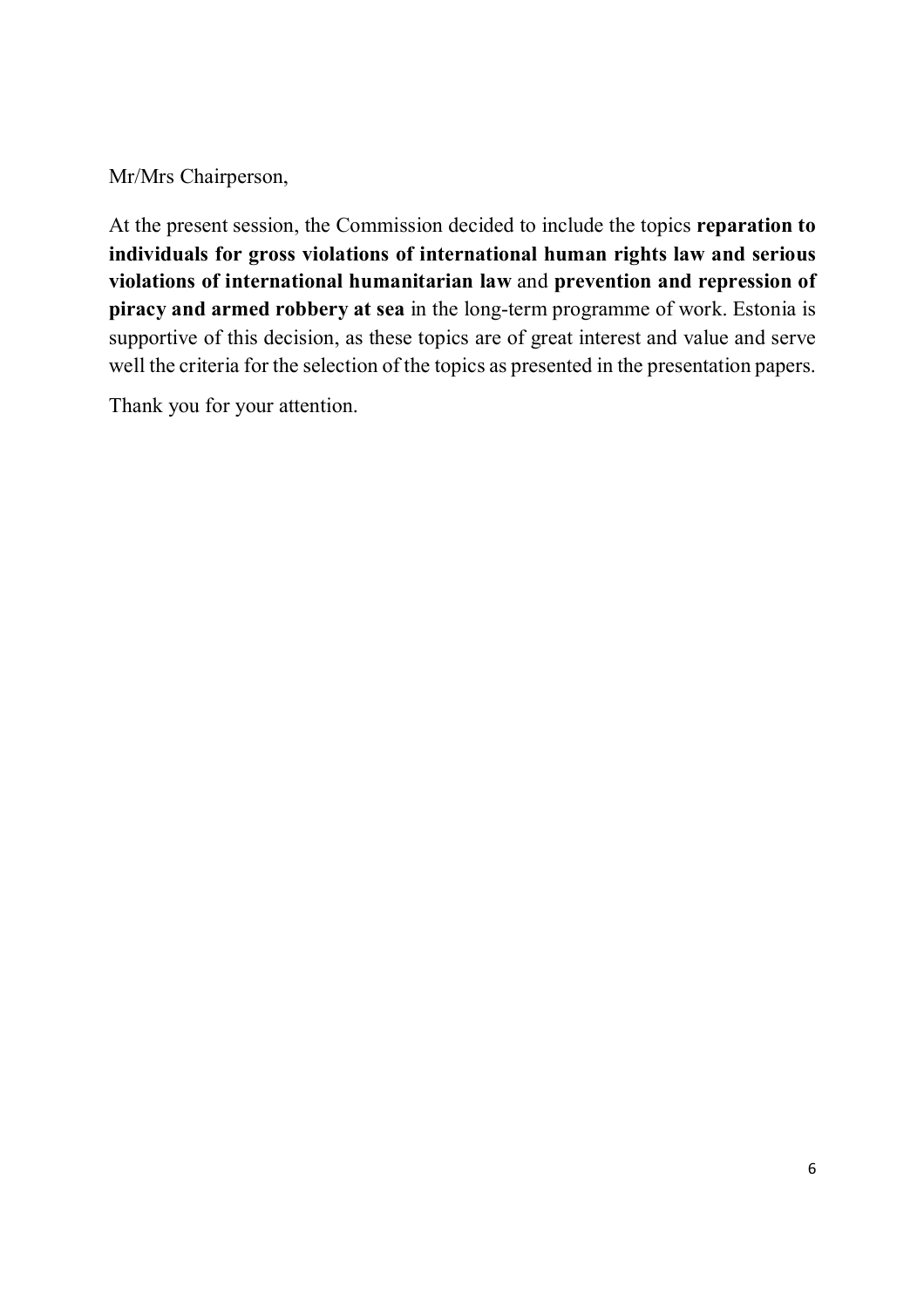Mr/Mrs Chairperson,

At the present session, the Commission decided to include the topics **reparation to individuals for gross violations of international human rights law and serious violations of international humanitarian law** and **prevention and repression of piracy and armed robbery at sea** in the long-term programme of work. Estonia is supportive of this decision, as these topics are of great interest and value and serve well the criteria for the selection of the topics as presented in the presentation papers.

Thank you for your attention.